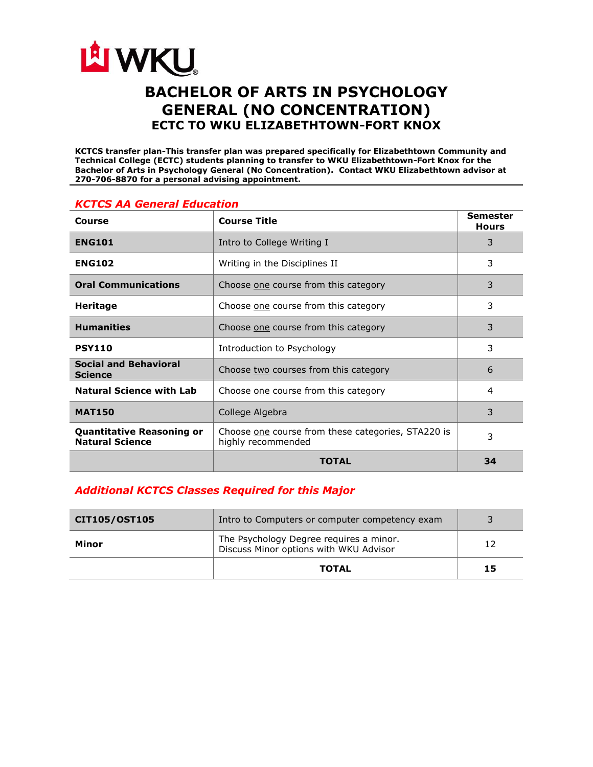# BACHELOR OF ARTS IN PSYCHOLOGY GENERAL (NO CONCENTRATION)

## ECTC TO WKU ELIZABETHTOWN-FORT KNOX

**KCTCS transfer plan-This transfer plan was prepared specifically for Elizabethtown Community and Technical College (ECTC) students planning to transfer to WKU Elizabethtown-Fort Knox for the Bachelor of Arts in Psychology General (No Concentration). Contact WKU Elizabethtown advisor at 270-706-8870 for a personal advising appointment.**

### *KCTCS AA General Education*

| Course | Course Title | Semester Hours |
|---|---|---|
| **ENG101** | Intro to College Writing I | 3 |
| **ENG102** | Writing in the Disciplines II | 3 |
| **Oral Communications** | Choose one course from this category | 3 |
| **Heritage** | Choose one course from this category | 3 |
| **Humanities** | Choose one course from this category | 3 |
| **PSY110** | Introduction to Psychology | 3 |
| **Social and Behavioral Science** | Choose two courses from this category | 6 |
| **Natural Science with Lab** | Choose one course from this category | 4 |
| **MAT150** | College Algebra | 3 |
| **Quantitative Reasoning or Natural Science** | Choose one course from these categories, STA220 is highly recommended | 3 |
| | **TOTAL** | **34** |

### *Additional KCTCS Classes Required for this Major*

| | | |
|---|---|---|
| **CIT105/OST105** | Intro to Computers or computer competency exam | 3 |
| **Minor** | The Psychology Degree requires a minor. Discuss Minor options with WKU Advisor | 12 |
| | **TOTAL** | **15** |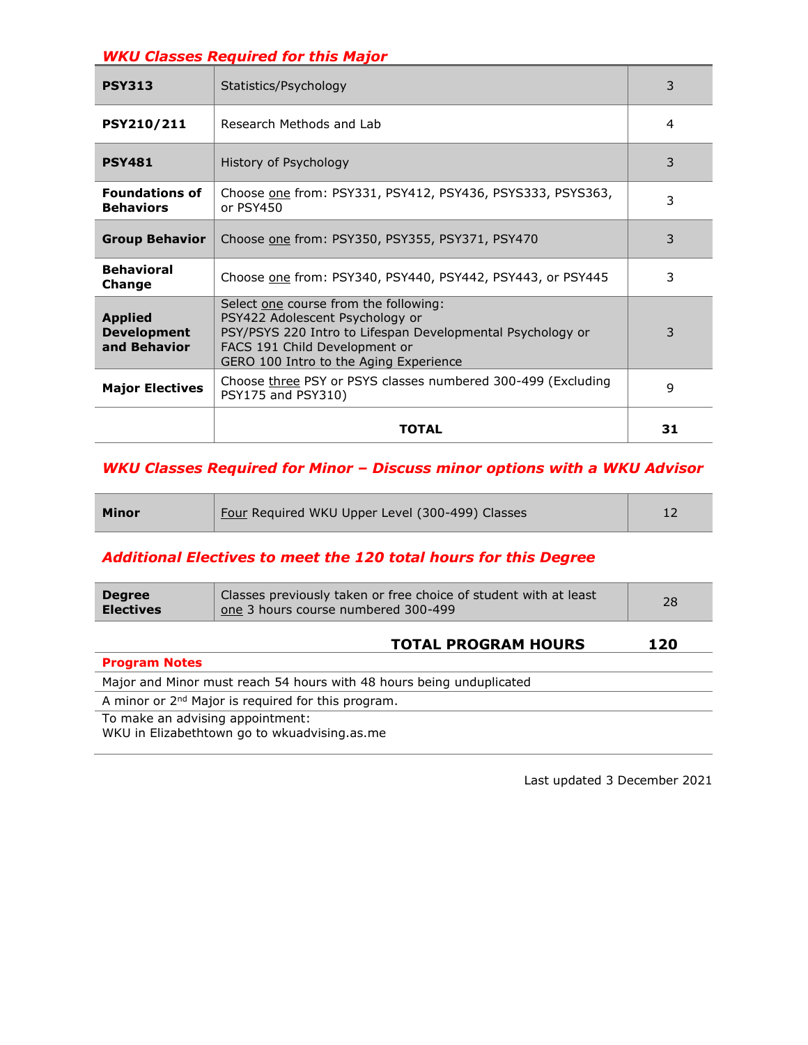## *WKU Classes Required for this Major*

| | | |
|---|---|---|
| **PSY313** | Statistics/Psychology | 3 |
| **PSY210/211** | Research Methods and Lab | 4 |
| **PSY481** | History of Psychology | 3 |
| **Foundations of Behaviors** | Choose one from: PSY331, PSY412, PSY436, PSYS333, PSYS363, or PSY450 | 3 |
| **Group Behavior** | Choose one from: PSY350, PSY355, PSY371, PSY470 | 3 |
| **Behavioral Change** | Choose one from: PSY340, PSY440, PSY442, PSY443, or PSY445 | 3 |
| **Applied Development and Behavior** | Select one course from the following:<br>PSY422 Adolescent Psychology or<br>PSY/PSYS 220 Intro to Lifespan Developmental Psychology or<br>FACS 191 Child Development or<br>GERO 100 Intro to the Aging Experience | 3 |
| **Major Electives** | Choose three PSY or PSYS classes numbered 300-499 (Excluding PSY175 and PSY310) | 9 |
| | **TOTAL** | **31** |

## *WKU Classes Required for Minor – Discuss minor options with a WKU Advisor*

| | | |
|---|---|---|
| **Minor** | Four Required WKU Upper Level (300-499) Classes | 12 |

## *Additional Electives to meet the 120 total hours for this Degree*

| | | |
|---|---|---|
| **Degree Electives** | Classes previously taken or free choice of student with at least one 3 hours course numbered 300-499 | 28 |

**TOTAL PROGRAM HOURS 120**

**Program Notes**

Major and Minor must reach 54 hours with 48 hours being unduplicated

A minor or 2nd Major is required for this program.

To make an advising appointment:
WKU in Elizabethtown go to wkuadvising.as.me

Last updated 3 December 2021